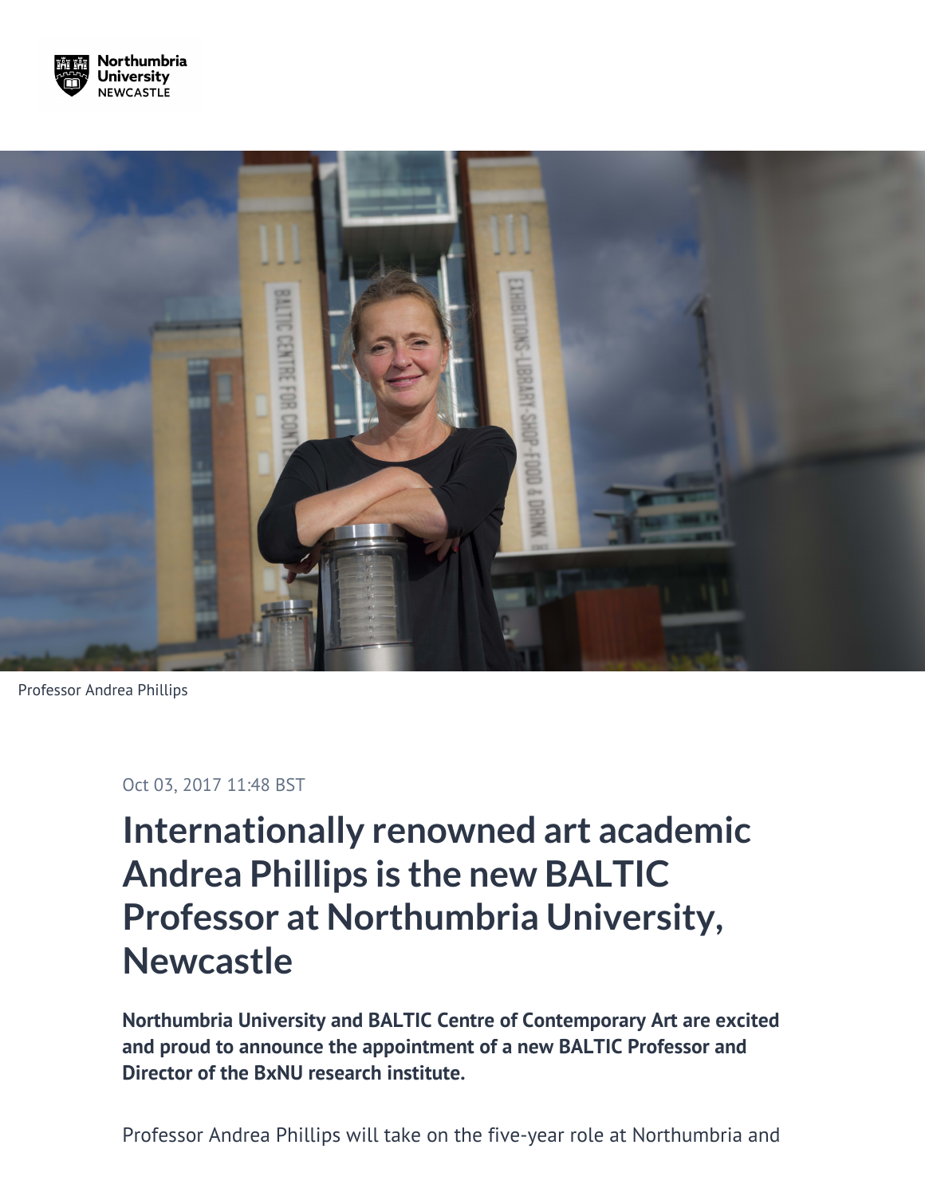Professor Andrea Phillips

Oct 03, 2017 11:48 BST

# Internationally renowned art academic Andrea Phillips is the new BALTIC Professor at Northumbria University, Newcastle

**Northumbria University and BALTIC Centre of Contemporary Art are excited and proud to announce the appointment of a new BALTIC Professor and Director of the BxNU research institute.**

Professor Andrea Phillips will take on the five-year role at Northumbria and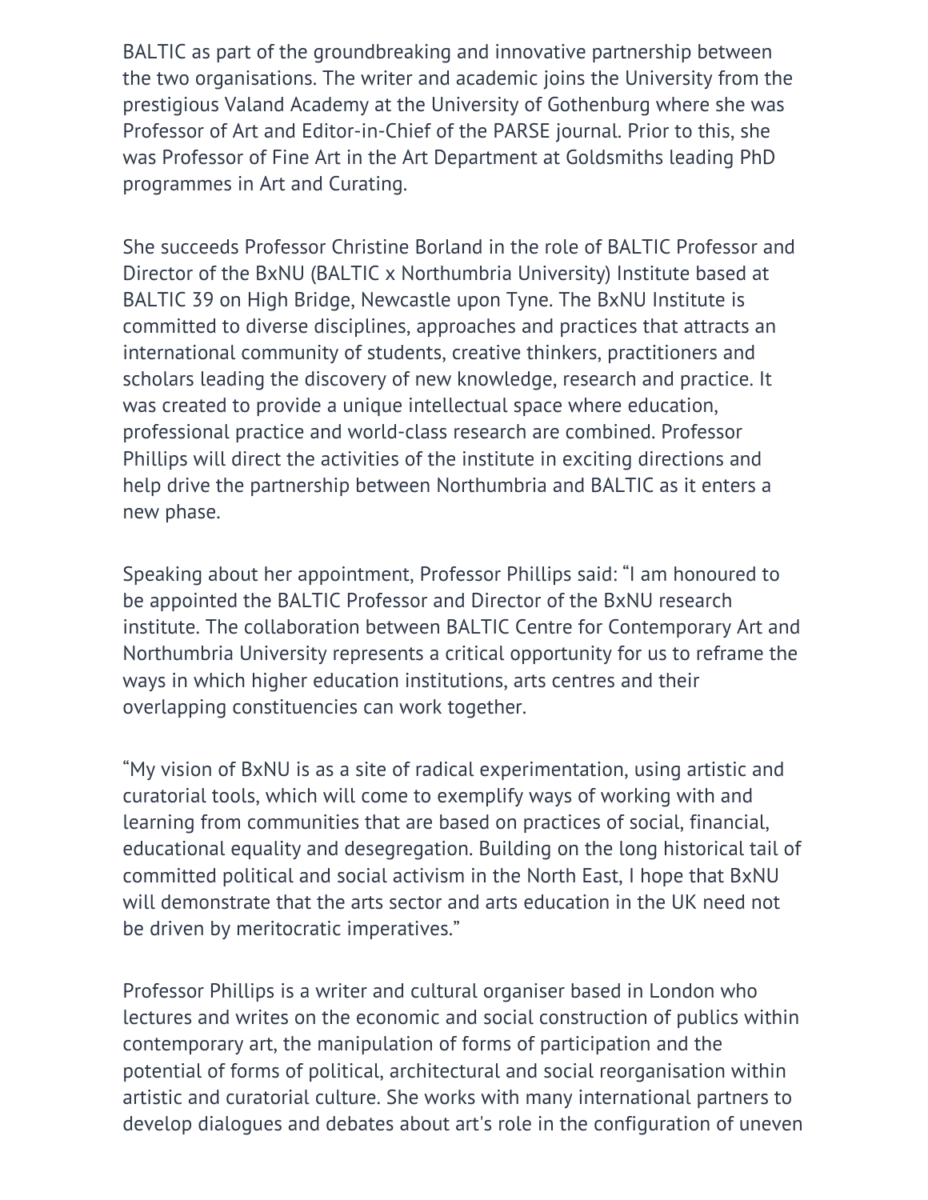BALTIC as part of the groundbreaking and innovative partnership between the two organisations. The writer and academic joins the University from the prestigious Valand Academy at the University of Gothenburg where she was Professor of Art and Editor-in-Chief of the PARSE journal. Prior to this, she was Professor of Fine Art in the Art Department at Goldsmiths leading PhD programmes in Art and Curating.

She succeeds Professor Christine Borland in the role of BALTIC Professor and Director of the BxNU (BALTIC x Northumbria University) Institute based at BALTIC 39 on High Bridge, Newcastle upon Tyne. The BxNU Institute is committed to diverse disciplines, approaches and practices that attracts an international community of students, creative thinkers, practitioners and scholars leading the discovery of new knowledge, research and practice. It was created to provide a unique intellectual space where education, professional practice and world-class research are combined. Professor Phillips will direct the activities of the institute in exciting directions and help drive the partnership between Northumbria and BALTIC as it enters a new phase.

Speaking about her appointment, Professor Phillips said: "I am honoured to be appointed the BALTIC Professor and Director of the BxNU research institute. The collaboration between BALTIC Centre for Contemporary Art and Northumbria University represents a critical opportunity for us to reframe the ways in which higher education institutions, arts centres and their overlapping constituencies can work together.

"My vision of BxNU is as a site of radical experimentation, using artistic and curatorial tools, which will come to exemplify ways of working with and learning from communities that are based on practices of social, financial, educational equality and desegregation. Building on the long historical tail of committed political and social activism in the North East, I hope that BxNU will demonstrate that the arts sector and arts education in the UK need not be driven by meritocratic imperatives."

Professor Phillips is a writer and cultural organiser based in London who lectures and writes on the economic and social construction of publics within contemporary art, the manipulation of forms of participation and the potential of forms of political, architectural and social reorganisation within artistic and curatorial culture. She works with many international partners to develop dialogues and debates about art's role in the configuration of uneven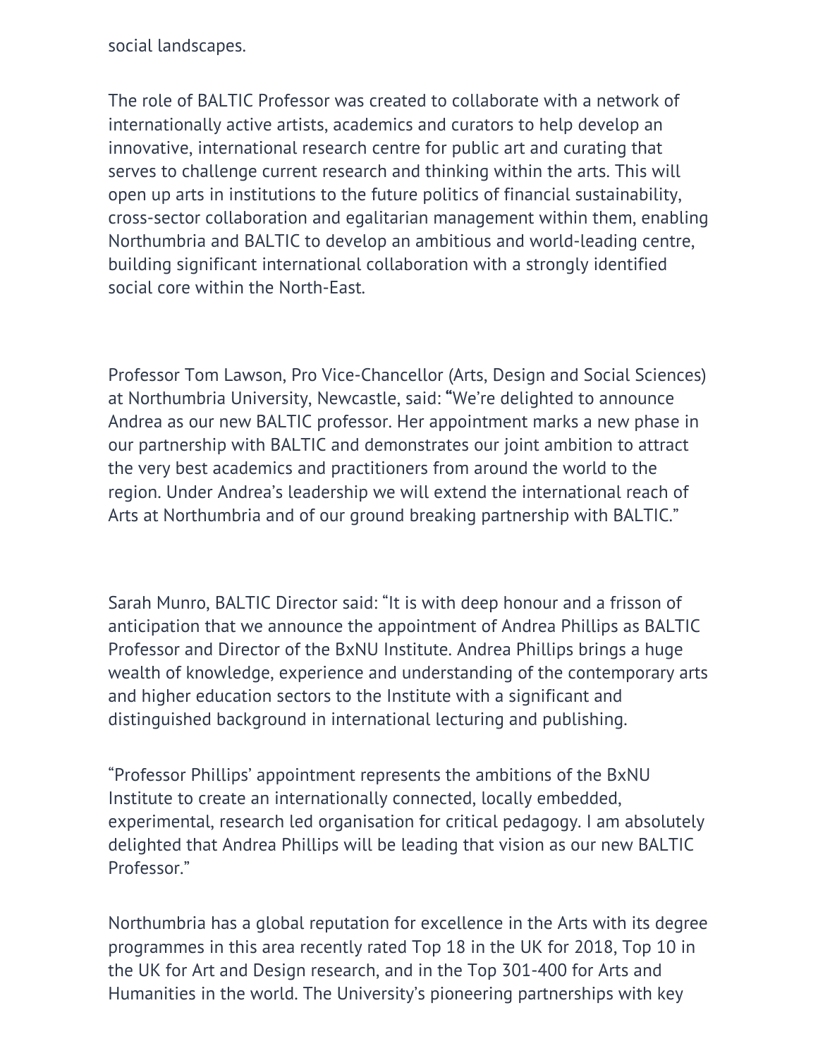social landscapes.

The role of BALTIC Professor was created to collaborate with a network of internationally active artists, academics and curators to help develop an innovative, international research centre for public art and curating that serves to challenge current research and thinking within the arts. This will open up arts in institutions to the future politics of financial sustainability, cross-sector collaboration and egalitarian management within them, enabling Northumbria and BALTIC to develop an ambitious and world-leading centre, building significant international collaboration with a strongly identified social core within the North-East.

Professor Tom Lawson, Pro Vice-Chancellor (Arts, Design and Social Sciences) at Northumbria University, Newcastle, said: "We're delighted to announce Andrea as our new BALTIC professor. Her appointment marks a new phase in our partnership with BALTIC and demonstrates our joint ambition to attract the very best academics and practitioners from around the world to the region. Under Andrea's leadership we will extend the international reach of Arts at Northumbria and of our ground breaking partnership with BALTIC."

Sarah Munro, BALTIC Director said: "It is with deep honour and a frisson of anticipation that we announce the appointment of Andrea Phillips as BALTIC Professor and Director of the BxNU Institute. Andrea Phillips brings a huge wealth of knowledge, experience and understanding of the contemporary arts and higher education sectors to the Institute with a significant and distinguished background in international lecturing and publishing.

"Professor Phillips' appointment represents the ambitions of the BxNU Institute to create an internationally connected, locally embedded, experimental, research led organisation for critical pedagogy. I am absolutely delighted that Andrea Phillips will be leading that vision as our new BALTIC Professor."

Northumbria has a global reputation for excellence in the Arts with its degree programmes in this area recently rated Top 18 in the UK for 2018, Top 10 in the UK for Art and Design research, and in the Top 301-400 for Arts and Humanities in the world. The University's pioneering partnerships with key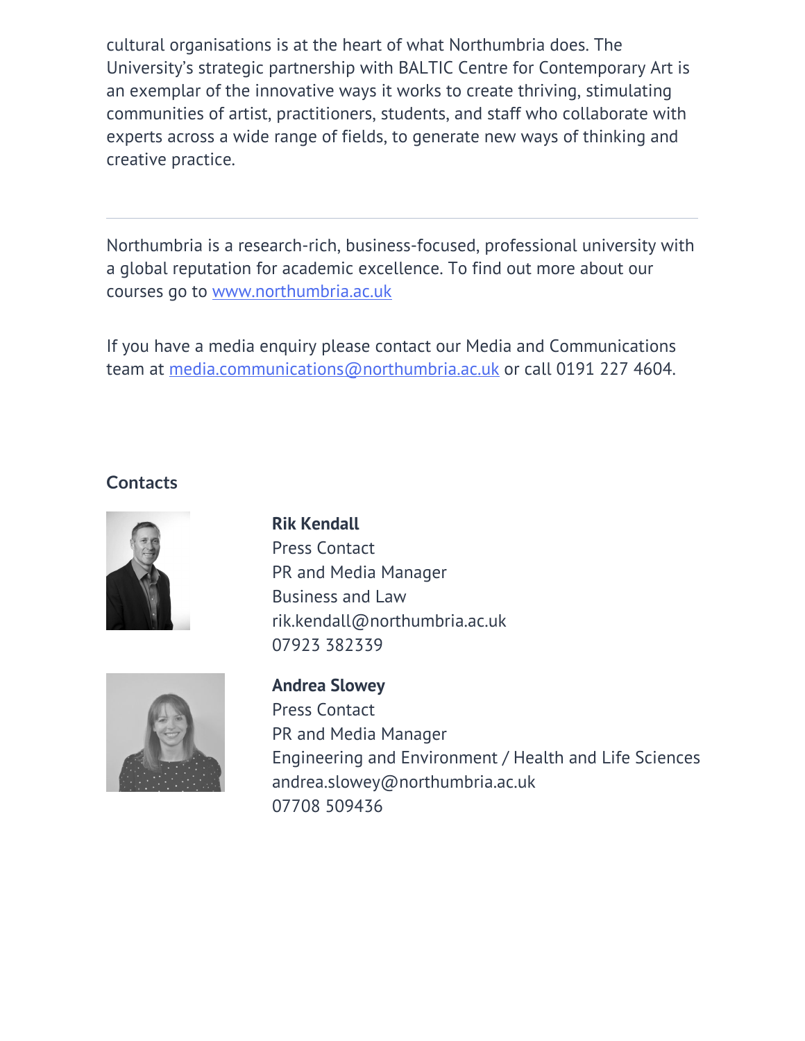cultural organisations is at the heart of what Northumbria does. The University's strategic partnership with BALTIC Centre for Contemporary Art is an exemplar of the innovative ways it works to create thriving, stimulating communities of artist, practitioners, students, and staff who collaborate with experts across a wide range of fields, to generate new ways of thinking and creative practice.

---

Northumbria is a research-rich, business-focused, professional university with a global reputation for academic excellence. To find out more about our courses go to [www.northumbria.ac.uk](http://www.northumbria.ac.uk)

If you have a media enquiry please contact our Media and Communications team at [media.communications@northumbria.ac.uk](mailto:media.communications@northumbria.ac.uk) or call 0191 227 4604.

### Contacts

**Rik Kendall**
Press Contact
PR and Media Manager
Business and Law
rik.kendall@northumbria.ac.uk
07923 382339

**Andrea Slowey**
Press Contact
PR and Media Manager
Engineering and Environment / Health and Life Sciences
andrea.slowey@northumbria.ac.uk
07708 509436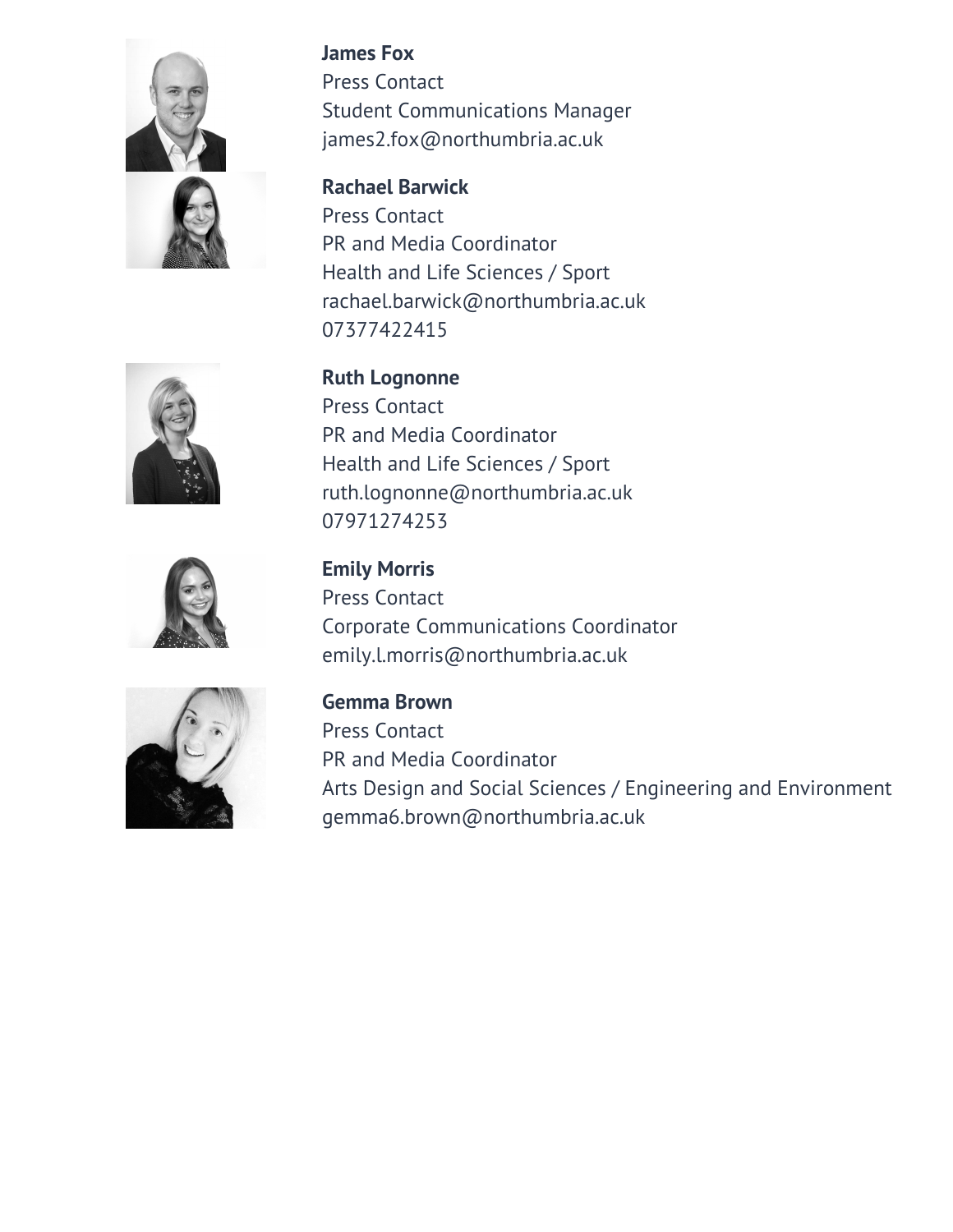**James Fox**
Press Contact
Student Communications Manager
james2.fox@northumbria.ac.uk

**Rachael Barwick**
Press Contact
PR and Media Coordinator
Health and Life Sciences / Sport
rachael.barwick@northumbria.ac.uk
07377422415

**Ruth Lognonne**
Press Contact
PR and Media Coordinator
Health and Life Sciences / Sport
ruth.lognonne@northumbria.ac.uk
07971274253

**Emily Morris**
Press Contact
Corporate Communications Coordinator
emily.l.morris@northumbria.ac.uk

**Gemma Brown**
Press Contact
PR and Media Coordinator
Arts Design and Social Sciences / Engineering and Environment
gemma6.brown@northumbria.ac.uk